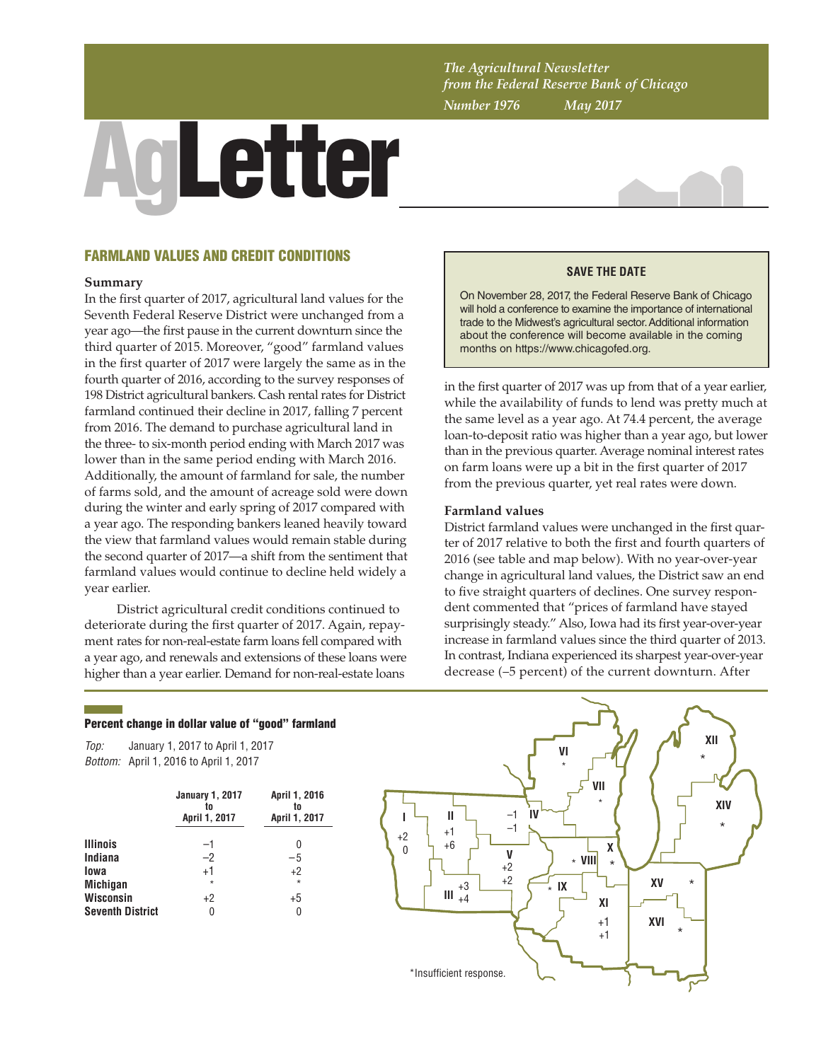*The Agricultural Newsletter from the Federal Reserve Bank of Chicago*

*Number 1976 May 2017*

# AgLetter

## FARMLAND VALUES AND CREDIT CONDITIONS

### Summary

In the first quarter of 2017, agricultural land values for the Seventh Federal Reserve District were unchanged from a year ago—the first pause in the current downturn since the third quarter of 2015. Moreover, "good" farmland values in the first quarter of 2017 were largely the same as in the fourth quarter of 2016, according to the survey responses of 198 District agricultural bankers. Cash rental rates for District farmland continued their decline in 2017, falling 7 percent from 2016. The demand to purchase agricultural land in the three- to six-month period ending with March 2017 was lower than in the same period ending with March 2016. Additionally, the amount of farmland for sale, the number of farms sold, and the amount of acreage sold were down during the winter and early spring of 2017 compared with a year ago. The responding bankers leaned heavily toward the view that farmland values would remain stable during the second quarter of 2017—a shift from the sentiment that farmland values would continue to decline held widely a year earlier.

District agricultural credit conditions continued to deteriorate during the first quarter of 2017. Again, repayment rates for non-real-estate farm loans fell compared with a year ago, and renewals and extensions of these loans were higher than a year earlier. Demand for non-real-estate loans in the first quarter of 2017 was up from that of a year earlier, while the availability of funds to lend was pretty much at the same level as a year ago. At 74.4 percent, the average loan-to-deposit ratio was higher than a year ago, but lower than in the previous quarter. Average nominal interest rates on farm loans were up a bit in the first quarter of 2017 from the previous quarter, yet real rates were down.

**SAVE THE DATE**

On November 28, 2017, the Federal Reserve Bank of Chicago will hold a conference to examine the importance of international trade to the Midwest's agricultural sector. Additional information about the conference will become available in the coming months on https://www.chicagofed.org.

### Farmland values

District farmland values were unchanged in the first quarter of 2017 relative to both the first and fourth quarters of 2016 (see table and map below). With no year-over-year change in agricultural land values, the District saw an end to five straight quarters of declines. One survey respondent commented that "prices of farmland have stayed surprisingly steady." Also, Iowa had its first year-over-year increase in farmland values since the third quarter of 2013. In contrast, Indiana experienced its sharpest year-over-year decrease (–5 percent) of the current downturn. After

**Percent change in dollar value of "good" farmland**

*Top:* January 1, 2017 to April 1, 2017
*Bottom:* April 1, 2016 to April 1, 2017

| | January 1, 2017 to April 1, 2017 | April 1, 2016 to April 1, 2017 |
|---|---|---|
| **Illinois** | –1 | 0 |
| **Indiana** | –2 | –5 |
| **Iowa** | +1 | +2 |
| **Michigan** | * | * |
| **Wisconsin** | +2 | +5 |
| **Seventh District** | 0 | 0 |

| District | Top | Bottom |
|---|---|---|
| I | +2 | 0 |
| II | +1 | +6 |
| III | +3 | +4 |
| IV | –1 | –1 |
| V | +2 | +2 |
| VI | * | |
| VII | * | |
| VIII | * | |
| IX | * | |
| X | * | |
| XI | +1 | +1 |
| XII | * | |
| XIV | * | |
| XV | * | |
| XVI | * | |

*Insufficient response.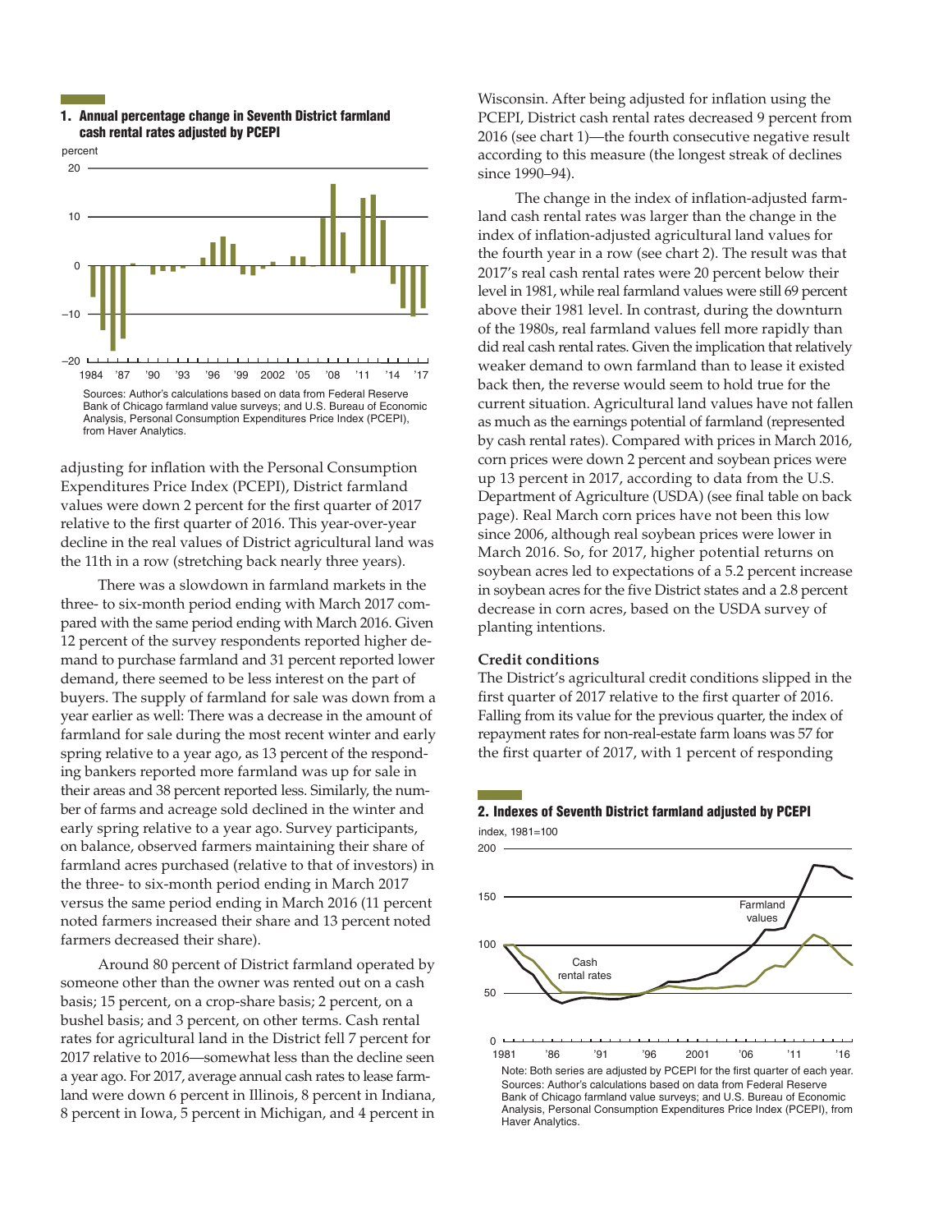**1. Annual percentage change in Seventh District farmland cash rental rates adjusted by PCEPI**

Sources: Author's calculations based on data from Federal Reserve Bank of Chicago farmland value surveys; and U.S. Bureau of Economic Analysis, Personal Consumption Expenditures Price Index (PCEPI), from Haver Analytics.

adjusting for inflation with the Personal Consumption Expenditures Price Index (PCEPI), District farmland values were down 2 percent for the first quarter of 2017 relative to the first quarter of 2016. This year-over-year decline in the real values of District agricultural land was the 11th in a row (stretching back nearly three years).

There was a slowdown in farmland markets in the three- to six-month period ending with March 2017 compared with the same period ending with March 2016. Given 12 percent of the survey respondents reported higher demand to purchase farmland and 31 percent reported lower demand, there seemed to be less interest on the part of buyers. The supply of farmland for sale was down from a year earlier as well: There was a decrease in the amount of farmland for sale during the most recent winter and early spring relative to a year ago, as 13 percent of the responding bankers reported more farmland was up for sale in their areas and 38 percent reported less. Similarly, the number of farms and acreage sold declined in the winter and early spring relative to a year ago. Survey participants, on balance, observed farmers maintaining their share of farmland acres purchased (relative to that of investors) in the three- to six-month period ending in March 2017 versus the same period ending in March 2016 (11 percent noted farmers increased their share and 13 percent noted farmers decreased their share).

Around 80 percent of District farmland operated by someone other than the owner was rented out on a cash basis; 15 percent, on a crop-share basis; 2 percent, on a bushel basis; and 3 percent, on other terms. Cash rental rates for agricultural land in the District fell 7 percent for 2017 relative to 2016—somewhat less than the decline seen a year ago. For 2017, average annual cash rates to lease farmland were down 6 percent in Illinois, 8 percent in Indiana, 8 percent in Iowa, 5 percent in Michigan, and 4 percent in Wisconsin. After being adjusted for inflation using the PCEPI, District cash rental rates decreased 9 percent from 2016 (see chart 1)—the fourth consecutive negative result according to this measure (the longest streak of declines since 1990–94).

The change in the index of inflation-adjusted farmland cash rental rates was larger than the change in the index of inflation-adjusted agricultural land values for the fourth year in a row (see chart 2). The result was that 2017's real cash rental rates were 20 percent below their level in 1981, while real farmland values were still 69 percent above their 1981 level. In contrast, during the downturn of the 1980s, real farmland values fell more rapidly than did real cash rental rates. Given the implication that relatively weaker demand to own farmland than to lease it existed back then, the reverse would seem to hold true for the current situation. Agricultural land values have not fallen as much as the earnings potential of farmland (represented by cash rental rates). Compared with prices in March 2016, corn prices were down 2 percent and soybean prices were up 13 percent in 2017, according to data from the U.S. Department of Agriculture (USDA) (see final table on back page). Real March corn prices have not been this low since 2006, although real soybean prices were lower in March 2016. So, for 2017, higher potential returns on soybean acres led to expectations of a 5.2 percent increase in soybean acres for the five District states and a 2.8 percent decrease in corn acres, based on the USDA survey of planting intentions.

**Credit conditions**

The District's agricultural credit conditions slipped in the first quarter of 2017 relative to the first quarter of 2016. Falling from its value for the previous quarter, the index of repayment rates for non-real-estate farm loans was 57 for the first quarter of 2017, with 1 percent of responding

**2. Indexes of Seventh District farmland adjusted by PCEPI**

Note: Both series are adjusted by PCEPI for the first quarter of each year.
Sources: Author's calculations based on data from Federal Reserve Bank of Chicago farmland value surveys; and U.S. Bureau of Economic Analysis, Personal Consumption Expenditures Price Index (PCEPI), from Haver Analytics.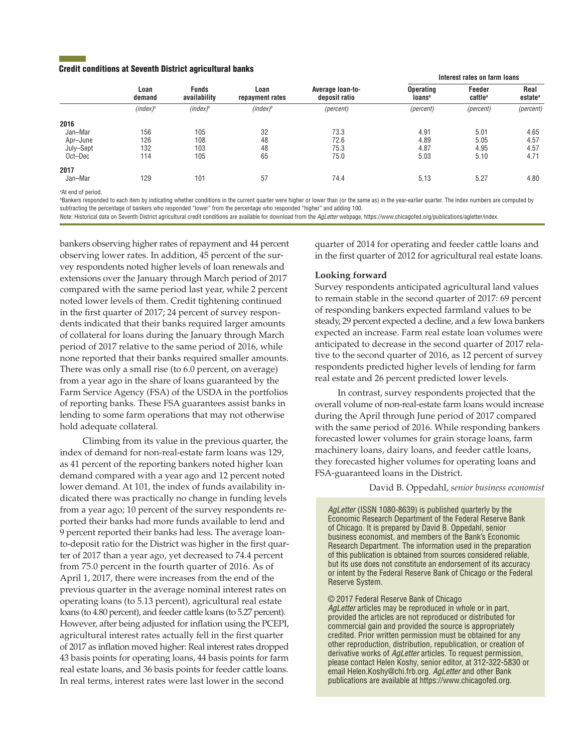### Credit conditions at Seventh District agricultural banks

| | Loan demand | Funds availability | Loan repayment rates | Average loan-to-deposit ratio | Interest rates on farm loans | | |
|---|---|---|---|---|---|---|---|
| | | | | | Operating loans[a] | Feeder cattle[a] | Real estate[a] |
| | *(index)*[b] | *(index)*[b] | *(index)*[b] | *(percent)* | *(percent)* | *(percent)* | *(percent)* |
| **2016** | | | | | | | |
| Jan–Mar | 156 | 105 | 32 | 73.3 | 4.91 | 5.01 | 4.65 |
| Apr–June | 126 | 108 | 48 | 72.6 | 4.89 | 5.05 | 4.57 |
| July–Sept | 132 | 103 | 48 | 75.3 | 4.87 | 4.95 | 4.57 |
| Oct–Dec | 114 | 105 | 65 | 75.0 | 5.03 | 5.10 | 4.71 |
| **2017** | | | | | | | |
| Jan–Mar | 129 | 101 | 57 | 74.4 | 5.13 | 5.27 | 4.80 |

[a]At end of period.

[b]Bankers responded to each item by indicating whether conditions in the current quarter were higher or lower than (or the same as) in the year-earlier quarter. The index numbers are computed by subtracting the percentage of bankers who responded "lower" from the percentage who responded "higher" and adding 100.

Note: Historical data on Seventh District agricultural credit conditions are available for download from the *AgLetter* webpage, https://www.chicagofed.org/publications/agletter/index.

bankers observing higher rates of repayment and 44 percent observing lower rates. In addition, 45 percent of the survey respondents noted higher levels of loan renewals and extensions over the January through March period of 2017 compared with the same period last year, while 2 percent noted lower levels of them. Credit tightening continued in the first quarter of 2017; 24 percent of survey respondents indicated that their banks required larger amounts of collateral for loans during the January through March period of 2017 relative to the same period of 2016, while none reported that their banks required smaller amounts. There was only a small rise (to 6.0 percent, on average) from a year ago in the share of loans guaranteed by the Farm Service Agency (FSA) of the USDA in the portfolios of reporting banks. These FSA guarantees assist banks in lending to some farm operations that may not otherwise hold adequate collateral.

Climbing from its value in the previous quarter, the index of demand for non-real-estate farm loans was 129, as 41 percent of the reporting bankers noted higher loan demand compared with a year ago and 12 percent noted lower demand. At 101, the index of funds availability indicated there was practically no change in funding levels from a year ago; 10 percent of the survey respondents reported their banks had more funds available to lend and 9 percent reported their banks had less. The average loan-to-deposit ratio for the District was higher in the first quarter of 2017 than a year ago, yet decreased to 74.4 percent from 75.0 percent in the fourth quarter of 2016. As of April 1, 2017, there were increases from the end of the previous quarter in the average nominal interest rates on operating loans (to 5.13 percent), agricultural real estate loans (to 4.80 percent), and feeder cattle loans (to 5.27 percent). However, after being adjusted for inflation using the PCEPI, agricultural interest rates actually fell in the first quarter of 2017 as inflation moved higher: Real interest rates dropped 43 basis points for operating loans, 44 basis points for farm real estate loans, and 36 basis points for feeder cattle loans. In real terms, interest rates were last lower in the second quarter of 2014 for operating and feeder cattle loans and in the first quarter of 2012 for agricultural real estate loans.

**Looking forward**

Survey respondents anticipated agricultural land values to remain stable in the second quarter of 2017: 69 percent of responding bankers expected farmland values to be steady, 29 percent expected a decline, and a few Iowa bankers expected an increase. Farm real estate loan volumes were anticipated to decrease in the second quarter of 2017 relative to the second quarter of 2016, as 12 percent of survey respondents predicted higher levels of lending for farm real estate and 26 percent predicted lower levels.

In contrast, survey respondents projected that the overall volume of non-real-estate farm loans would increase during the April through June period of 2017 compared with the same period of 2016. While responding bankers forecasted lower volumes for grain storage loans, farm machinery loans, dairy loans, and feeder cattle loans, they forecasted higher volumes for operating loans and FSA-guaranteed loans in the District.

David B. Oppedahl, *senior business economist*

*AgLetter* (ISSN 1080-8639) is published quarterly by the Economic Research Department of the Federal Reserve Bank of Chicago. It is prepared by David B. Oppedahl, senior business economist, and members of the Bank's Economic Research Department. The information used in the preparation of this publication is obtained from sources considered reliable, but its use does not constitute an endorsement of its accuracy or intent by the Federal Reserve Bank of Chicago or the Federal Reserve System.

© 2017 Federal Reserve Bank of Chicago
*AgLetter* articles may be reproduced in whole or in part, provided the articles are not reproduced or distributed for commercial gain and provided the source is appropriately credited. Prior written permission must be obtained for any other reproduction, distribution, republication, or creation of derivative works of *AgLetter* articles. To request permission, please contact Helen Koshy, senior editor, at 312-322-5830 or email Helen.Koshy@chi.frb.org. *AgLetter* and other Bank publications are available at https://www.chicagofed.org.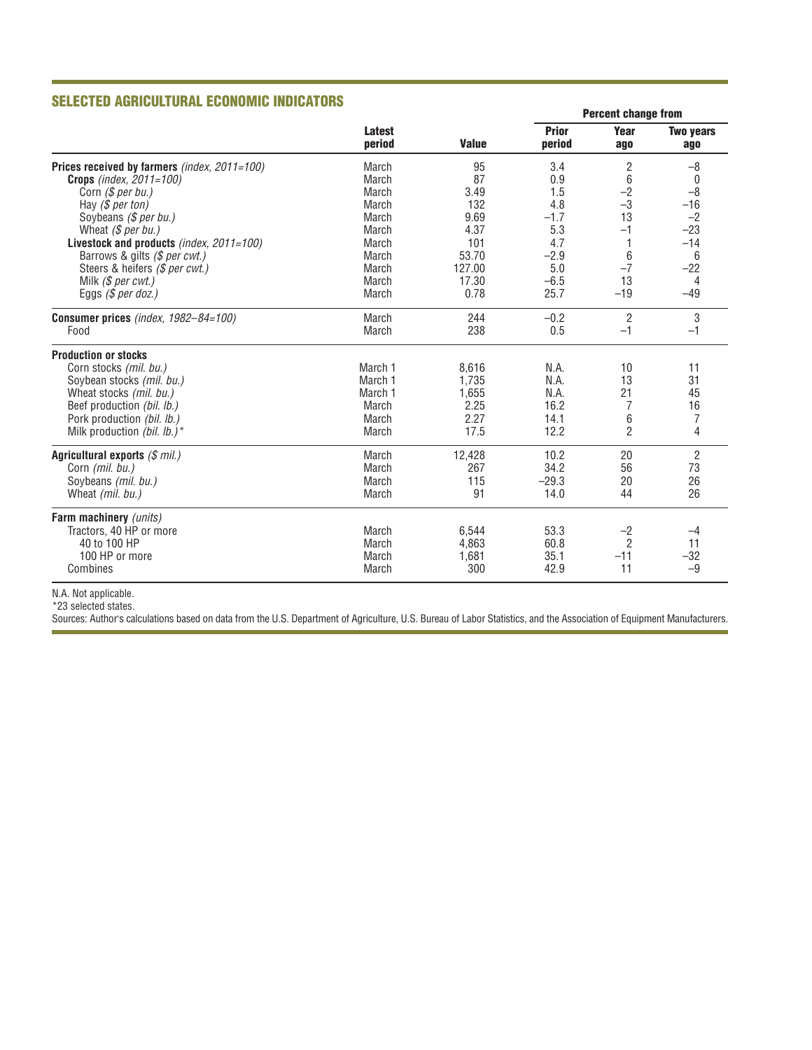## SELECTED AGRICULTURAL ECONOMIC INDICATORS

| | Latest period | Value | Percent change from | | |
|---|---|---|---|---|---|
| | | | Prior period | Year ago | Two years ago |
| **Prices received by farmers** *(index, 2011=100)* | March | 95 | 3.4 | 2 | –8 |
| **Crops** *(index, 2011=100)* | March | 87 | 0.9 | 6 | 0 |
| Corn *($ per bu.)* | March | 3.49 | 1.5 | –2 | –8 |
| Hay *($ per ton)* | March | 132 | 4.8 | –3 | –16 |
| Soybeans *($ per bu.)* | March | 9.69 | –1.7 | 13 | –2 |
| Wheat *($ per bu.)* | March | 4.37 | 5.3 | –1 | –23 |
| **Livestock and products** *(index, 2011=100)* | March | 101 | 4.7 | 1 | –14 |
| Barrows & gilts *($ per cwt.)* | March | 53.70 | –2.9 | 6 | 6 |
| Steers & heifers *($ per cwt.)* | March | 127.00 | 5.0 | –7 | –22 |
| Milk *($ per cwt.)* | March | 17.30 | –6.5 | 13 | 4 |
| Eggs *($ per doz.)* | March | 0.78 | 25.7 | –19 | –49 |
| **Consumer prices** *(index, 1982–84=100)* | March | 244 | –0.2 | 2 | 3 |
| Food | March | 238 | 0.5 | –1 | –1 |
| **Production or stocks** | | | | | |
| Corn stocks *(mil. bu.)* | March 1 | 8,616 | N.A. | 10 | 11 |
| Soybean stocks *(mil. bu.)* | March 1 | 1,735 | N.A. | 13 | 31 |
| Wheat stocks *(mil. bu.)* | March 1 | 1,655 | N.A. | 21 | 45 |
| Beef production *(bil. lb.)* | March | 2.25 | 16.2 | 7 | 16 |
| Pork production *(bil. lb.)* | March | 2.27 | 14.1 | 6 | 7 |
| Milk production *(bil. lb.)** | March | 17.5 | 12.2 | 2 | 4 |
| **Agricultural exports** *($ mil.)* | March | 12,428 | 10.2 | 20 | 2 |
| Corn *(mil. bu.)* | March | 267 | 34.2 | 56 | 73 |
| Soybeans *(mil. bu.)* | March | 115 | –29.3 | 20 | 26 |
| Wheat *(mil. bu.)* | March | 91 | 14.0 | 44 | 26 |
| **Farm machinery** *(units)* | | | | | |
| Tractors, 40 HP or more | March | 6,544 | 53.3 | –2 | –4 |
| 40 to 100 HP | March | 4,863 | 60.8 | 2 | 11 |
| 100 HP or more | March | 1,681 | 35.1 | –11 | –32 |
| Combines | March | 300 | 42.9 | 11 | –9 |

N.A. Not applicable.
*23 selected states.
Sources: Author's calculations based on data from the U.S. Department of Agriculture, U.S. Bureau of Labor Statistics, and the Association of Equipment Manufacturers.